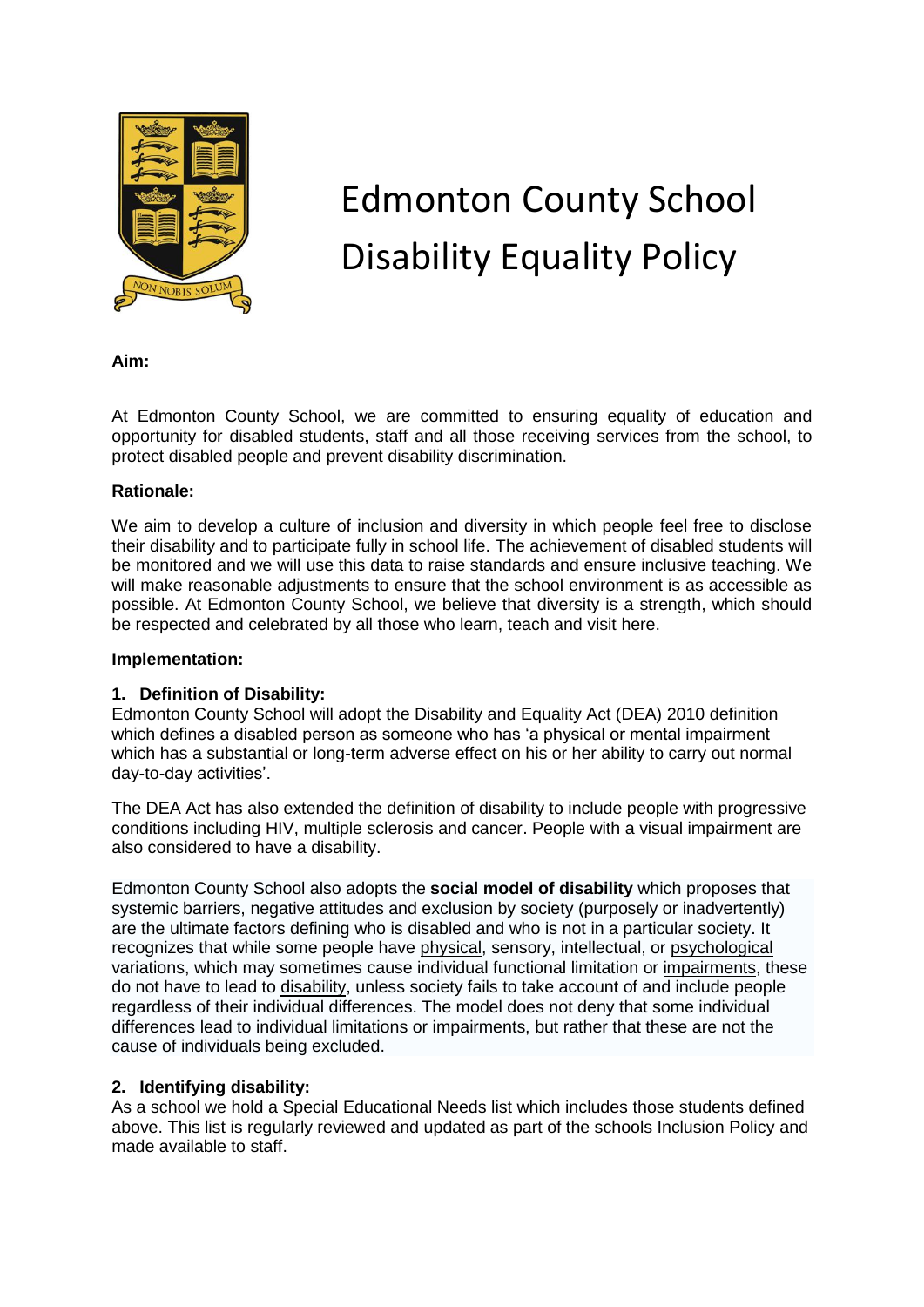# Edmonton County School Disability Equality Policy

**Aim:**

At Edmonton County School, we are committed to ensuring equality of education and opportunity for disabled students, staff and all those receiving services from the school, to protect disabled people and prevent disability discrimination.

**Rationale:**

We aim to develop a culture of inclusion and diversity in which people feel free to disclose their disability and to participate fully in school life. The achievement of disabled students will be monitored and we will use this data to raise standards and ensure inclusive teaching. We will make reasonable adjustments to ensure that the school environment is as accessible as possible. At Edmonton County School, we believe that diversity is a strength, which should be respected and celebrated by all those who learn, teach and visit here.

**Implementation:**

**1. Definition of Disability:**

Edmonton County School will adopt the Disability and Equality Act (DEA) 2010 definition which defines a disabled person as someone who has 'a physical or mental impairment which has a substantial or long-term adverse effect on his or her ability to carry out normal day-to-day activities'.

The DEA Act has also extended the definition of disability to include people with progressive conditions including HIV, multiple sclerosis and cancer. People with a visual impairment are also considered to have a disability.

Edmonton County School also adopts the **social model of disability** which proposes that systemic barriers, negative attitudes and exclusion by society (purposely or inadvertently) are the ultimate factors defining who is disabled and who is not in a particular society. It recognizes that while some people have physical, sensory, intellectual, or psychological variations, which may sometimes cause individual functional limitation or impairments, these do not have to lead to disability, unless society fails to take account of and include people regardless of their individual differences. The model does not deny that some individual differences lead to individual limitations or impairments, but rather that these are not the cause of individuals being excluded.

**2. Identifying disability:**

As a school we hold a Special Educational Needs list which includes those students defined above. This list is regularly reviewed and updated as part of the schools Inclusion Policy and made available to staff.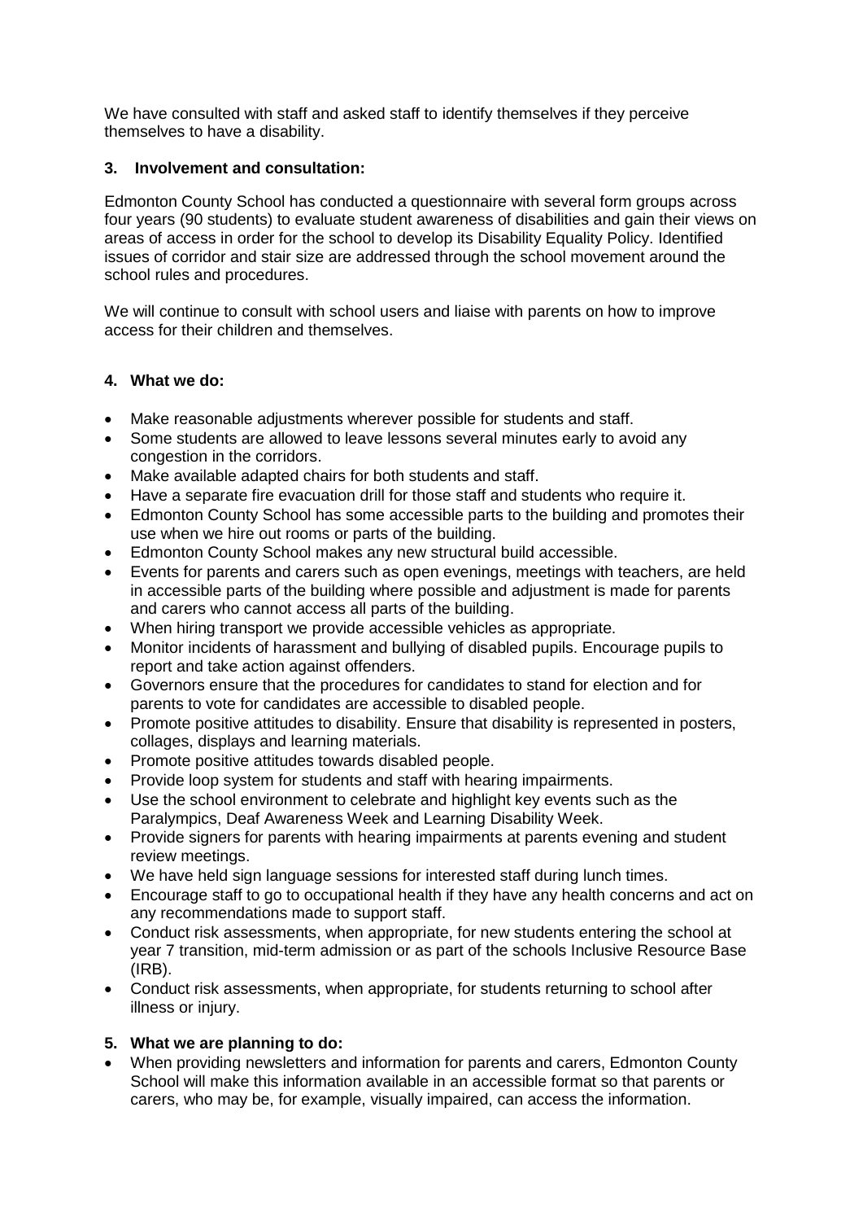We have consulted with staff and asked staff to identify themselves if they perceive themselves to have a disability.

### 3. Involvement and consultation:

Edmonton County School has conducted a questionnaire with several form groups across four years (90 students) to evaluate student awareness of disabilities and gain their views on areas of access in order for the school to develop its Disability Equality Policy. Identified issues of corridor and stair size are addressed through the school movement around the school rules and procedures.

We will continue to consult with school users and liaise with parents on how to improve access for their children and themselves.

### 4. What we do:

- Make reasonable adjustments wherever possible for students and staff.
- Some students are allowed to leave lessons several minutes early to avoid any congestion in the corridors.
- Make available adapted chairs for both students and staff.
- Have a separate fire evacuation drill for those staff and students who require it.
- Edmonton County School has some accessible parts to the building and promotes their use when we hire out rooms or parts of the building.
- Edmonton County School makes any new structural build accessible.
- Events for parents and carers such as open evenings, meetings with teachers, are held in accessible parts of the building where possible and adjustment is made for parents and carers who cannot access all parts of the building.
- When hiring transport we provide accessible vehicles as appropriate.
- Monitor incidents of harassment and bullying of disabled pupils. Encourage pupils to report and take action against offenders.
- Governors ensure that the procedures for candidates to stand for election and for parents to vote for candidates are accessible to disabled people.
- Promote positive attitudes to disability. Ensure that disability is represented in posters, collages, displays and learning materials.
- Promote positive attitudes towards disabled people.
- Provide loop system for students and staff with hearing impairments.
- Use the school environment to celebrate and highlight key events such as the Paralympics, Deaf Awareness Week and Learning Disability Week.
- Provide signers for parents with hearing impairments at parents evening and student review meetings.
- We have held sign language sessions for interested staff during lunch times.
- Encourage staff to go to occupational health if they have any health concerns and act on any recommendations made to support staff.
- Conduct risk assessments, when appropriate, for new students entering the school at year 7 transition, mid-term admission or as part of the schools Inclusive Resource Base (IRB).
- Conduct risk assessments, when appropriate, for students returning to school after illness or injury.

### 5. What we are planning to do:

- When providing newsletters and information for parents and carers, Edmonton County School will make this information available in an accessible format so that parents or carers, who may be, for example, visually impaired, can access the information.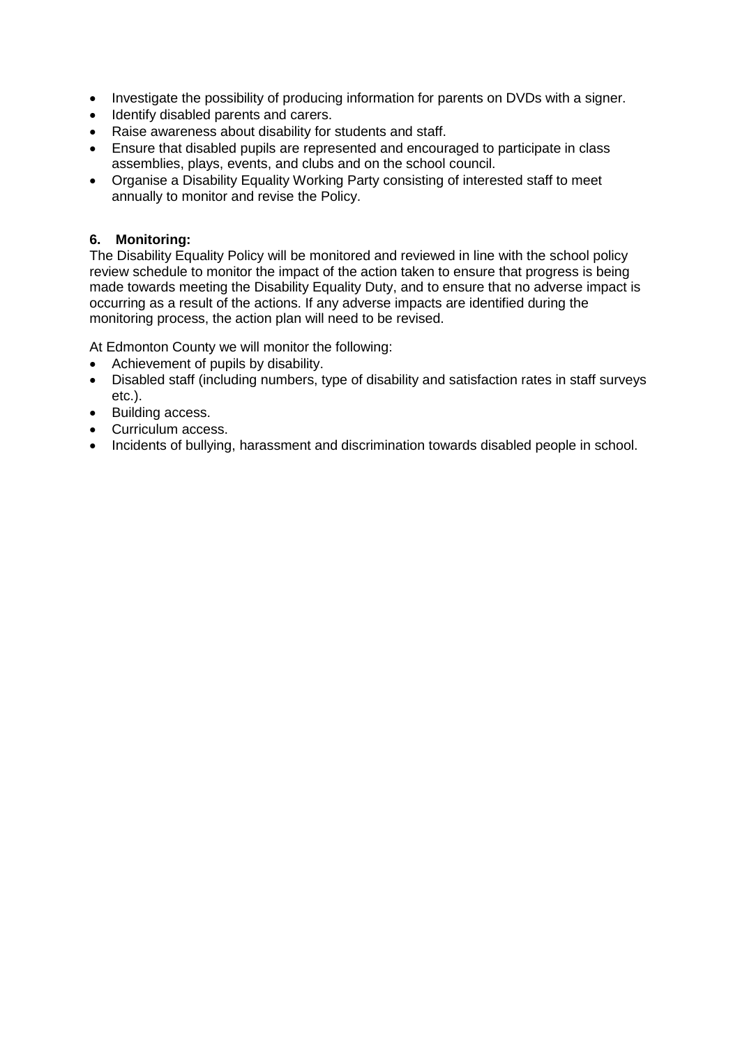- Investigate the possibility of producing information for parents on DVDs with a signer.
- Identify disabled parents and carers.
- Raise awareness about disability for students and staff.
- Ensure that disabled pupils are represented and encouraged to participate in class assemblies, plays, events, and clubs and on the school council.
- Organise a Disability Equality Working Party consisting of interested staff to meet annually to monitor and revise the Policy.

**6. Monitoring:**

The Disability Equality Policy will be monitored and reviewed in line with the school policy review schedule to monitor the impact of the action taken to ensure that progress is being made towards meeting the Disability Equality Duty, and to ensure that no adverse impact is occurring as a result of the actions. If any adverse impacts are identified during the monitoring process, the action plan will need to be revised.

At Edmonton County we will monitor the following:

- Achievement of pupils by disability.
- Disabled staff (including numbers, type of disability and satisfaction rates in staff surveys etc.).
- Building access.
- Curriculum access.
- Incidents of bullying, harassment and discrimination towards disabled people in school.